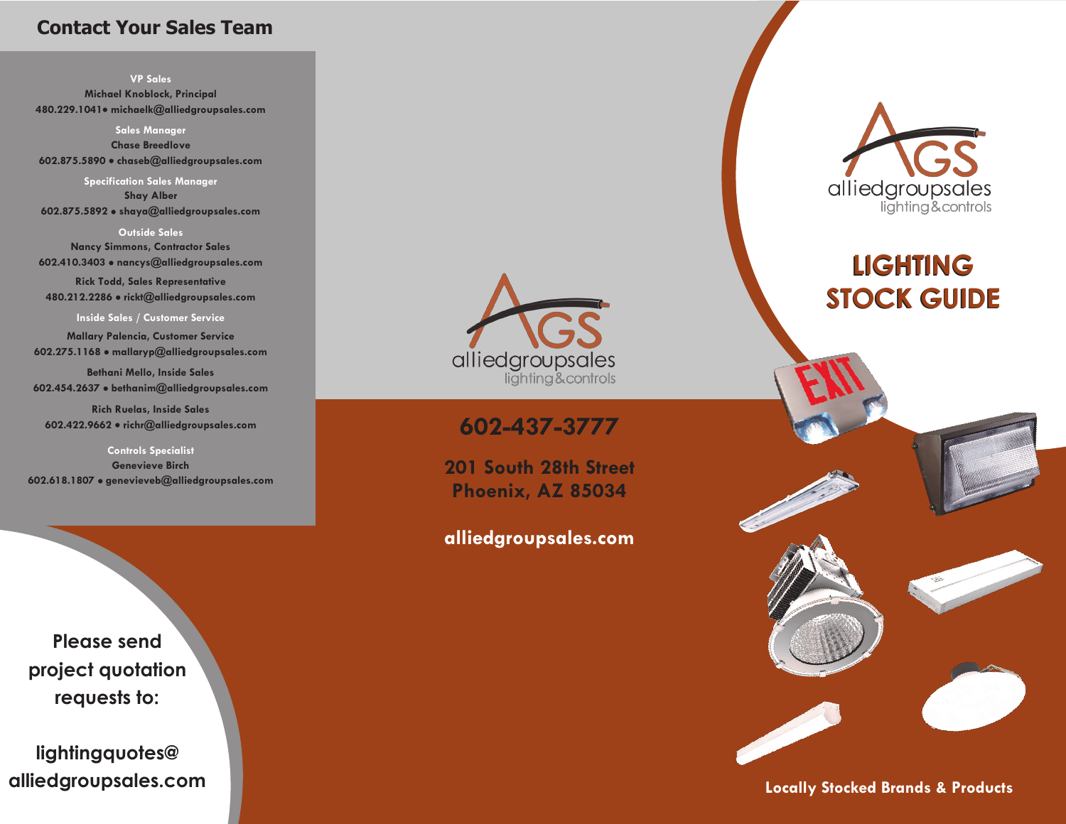## Contact Your Sales Team

**VP Sales**
Michael Knoblock, Principal
480.229.1041• michaelk@alliedgroupsales.com

**Sales Manager**
Chase Breedlove
602.875.5890 • chaseb@alliedgroupsales.com

**Specification Sales Manager**
Shay Alber
602.875.5892 • shaya@alliedgroupsales.com

**Outside Sales**
Nancy Simmons, Contractor Sales
602.410.3403 • nancys@alliedgroupsales.com

Rick Todd, Sales Representative
480.212.2286 • rickt@alliedgroupsales.com

**Inside Sales / Customer Service**
Mallary Palencia, Customer Service
602.275.1168 • mallaryp@alliedgroupsales.com

Bethani Mello, Inside Sales
602.454.2637 • bethanim@alliedgroupsales.com

Rich Ruelas, Inside Sales
602.422.9662 • richr@alliedgroupsales.com

**Controls Specialist**
Genevieve Birch
602.618.1807 • genevieveb@alliedgroupsales.com

**Please send project quotation requests to:**

**lightingquotes@alliedgroupsales.com**

AGS
alliedgroupsales
lighting&controls

**602-437-3777**

**201 South 28th Street**
**Phoenix, AZ 85034**

**alliedgroupsales.com**

AGS
alliedgroupsales
lighting&controls

# LIGHTING STOCK GUIDE

**Locally Stocked Brands & Products**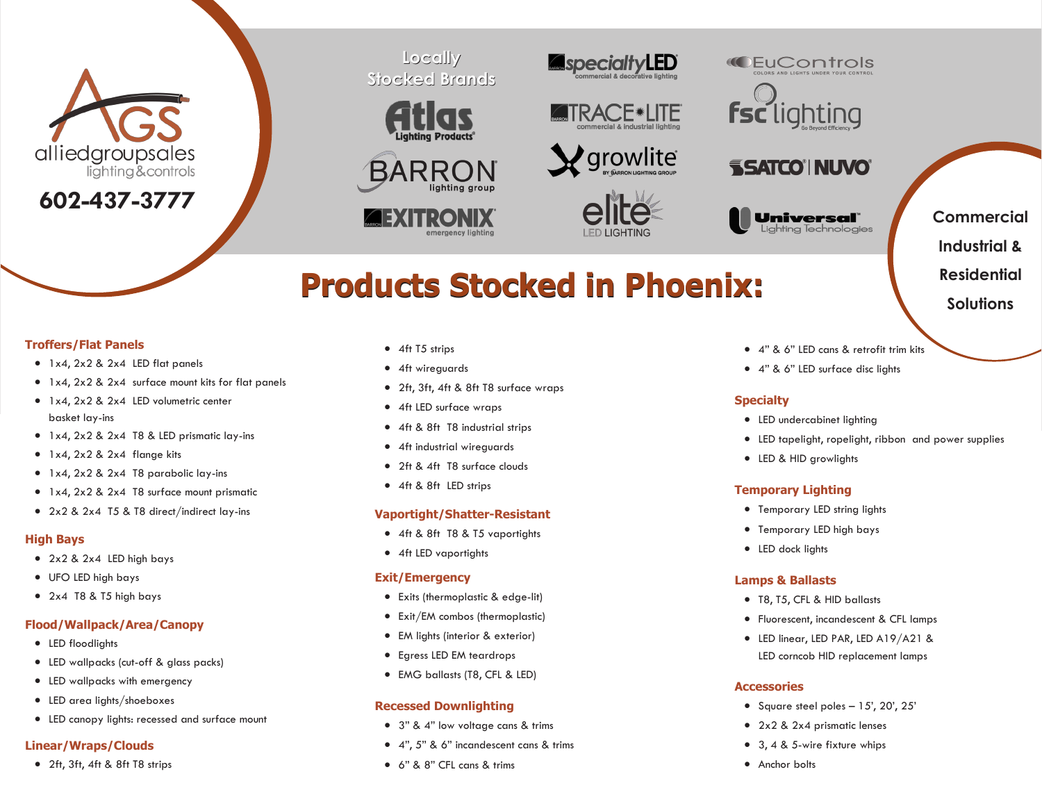alliedgroupsales
lighting&controls

602-437-3777

Locally Stocked Brands

Atlas Lighting Products
BARRON lighting group
EXITRONIX emergency lighting
specialtyLED commercial & decorative lighting
TRACE-LITE commercial & industrial lighting
growlite BY BARRON LIGHTING GROUP
elite LED LIGHTING
EuControls COLORS AND LIGHTS UNDER YOUR CONTROL
fsc lighting Go Beyond Efficiency
SATCO | NUVO
Universal Lighting Technologies

Commercial Industrial & Residential Solutions

# Products Stocked in Phoenix:

### Troffers/Flat Panels

- 1x4, 2x2 & 2x4 LED flat panels
- 1x4, 2x2 & 2x4 surface mount kits for flat panels
- 1x4, 2x2 & 2x4 LED volumetric center basket lay-ins
- 1x4, 2x2 & 2x4 T8 & LED prismatic lay-ins
- 1x4, 2x2 & 2x4 flange kits
- 1x4, 2x2 & 2x4 T8 parabolic lay-ins
- 1x4, 2x2 & 2x4 T8 surface mount prismatic
- 2x2 & 2x4 T5 & T8 direct/indirect lay-ins

### High Bays

- 2x2 & 2x4 LED high bays
- UFO LED high bays
- 2x4 T8 & T5 high bays

### Flood/Wallpack/Area/Canopy

- LED floodlights
- LED wallpacks (cut-off & glass packs)
- LED wallpacks with emergency
- LED area lights/shoeboxes
- LED canopy lights: recessed and surface mount

### Linear/Wraps/Clouds

- 2ft, 3ft, 4ft & 8ft T8 strips
- 4ft T5 strips
- 4ft wireguards
- 2ft, 3ft, 4ft & 8ft T8 surface wraps
- 4ft LED surface wraps
- 4ft & 8ft T8 industrial strips
- 4ft industrial wireguards
- 2ft & 4ft T8 surface clouds
- 4ft & 8ft LED strips

### Vaportight/Shatter-Resistant

- 4ft & 8ft T8 & T5 vaportights
- 4ft LED vaportights

### Exit/Emergency

- Exits (thermoplastic & edge-lit)
- Exit/EM combos (thermoplastic)
- EM lights (interior & exterior)
- Egress LED EM teardrops
- EMG ballasts (T8, CFL & LED)

### Recessed Downlighting

- 3” & 4” low voltage cans & trims
- 4”, 5” & 6” incandescent cans & trims
- 6” & 8” CFL cans & trims
- 4” & 6” LED cans & retrofit trim kits
- 4” & 6” LED surface disc lights

### Specialty

- LED undercabinet lighting
- LED tapelight, ropelight, ribbon and power supplies
- LED & HID growlights

### Temporary Lighting

- Temporary LED string lights
- Temporary LED high bays
- LED dock lights

### Lamps & Ballasts

- T8, T5, CFL & HID ballasts
- Fluorescent, incandescent & CFL lamps
- LED linear, LED PAR, LED A19/A21 & LED corncob HID replacement lamps

### Accessories

- Square steel poles – 15’, 20’, 25’
- 2x2 & 2x4 prismatic lenses
- 3, 4 & 5-wire fixture whips
- Anchor bolts